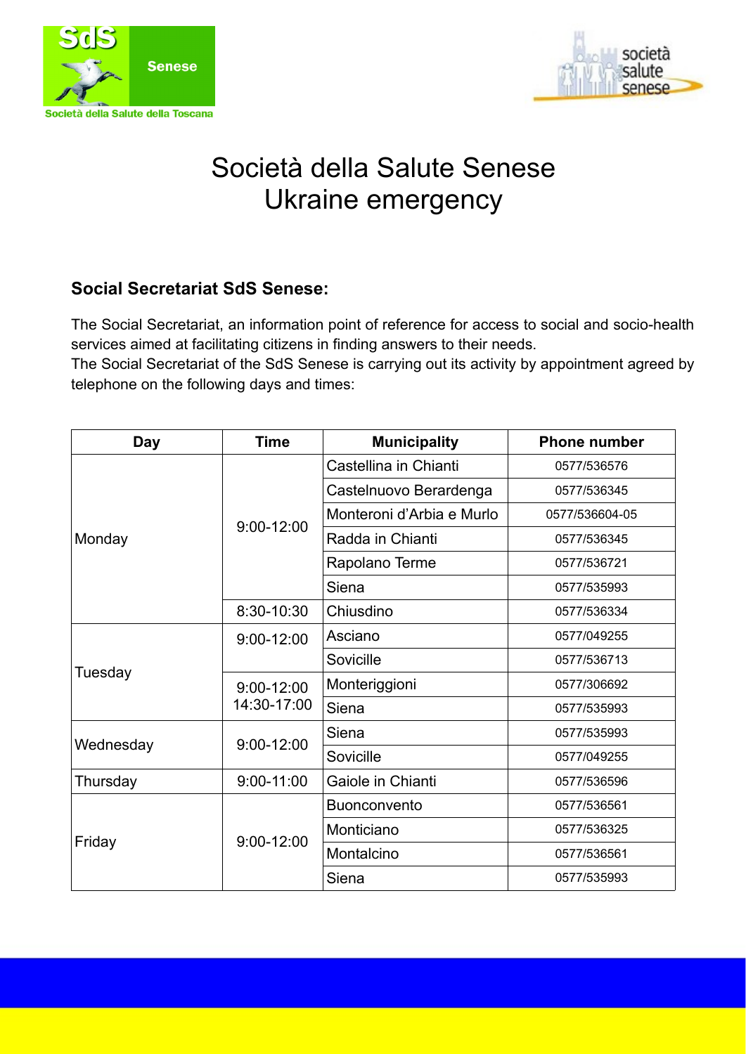# Società della Salute Senese
# Ukraine emergency

## Social Secretariat SdS Senese:

The Social Secretariat, an information point of reference for access to social and socio-health services aimed at facilitating citizens in finding answers to their needs.
The Social Secretariat of the SdS Senese is carrying out its activity by appointment agreed by telephone on the following days and times:

| Day | Time | Municipality | Phone number |
|---|---|---|---|
| Monday | 9:00-12:00 | Castellina in Chianti | 0577/536576 |
| | | Castelnuovo Berardenga | 0577/536345 |
| | | Monteroni d'Arbia e Murlo | 0577/536604-05 |
| | | Radda in Chianti | 0577/536345 |
| | | Rapolano Terme | 0577/536721 |
| | | Siena | 0577/535993 |
| | 8:30-10:30 | Chiusdino | 0577/536334 |
| Tuesday | 9:00-12:00 | Asciano | 0577/049255 |
| | | Sovicille | 0577/536713 |
| | 9:00-12:00 14:30-17:00 | Monteriggioni | 0577/306692 |
| | | Siena | 0577/535993 |
| Wednesday | 9:00-12:00 | Siena | 0577/535993 |
| | | Sovicille | 0577/049255 |
| Thursday | 9:00-11:00 | Gaiole in Chianti | 0577/536596 |
| Friday | 9:00-12:00 | Buonconvento | 0577/536561 |
| | | Monticiano | 0577/536325 |
| | | Montalcino | 0577/536561 |
| | | Siena | 0577/535993 |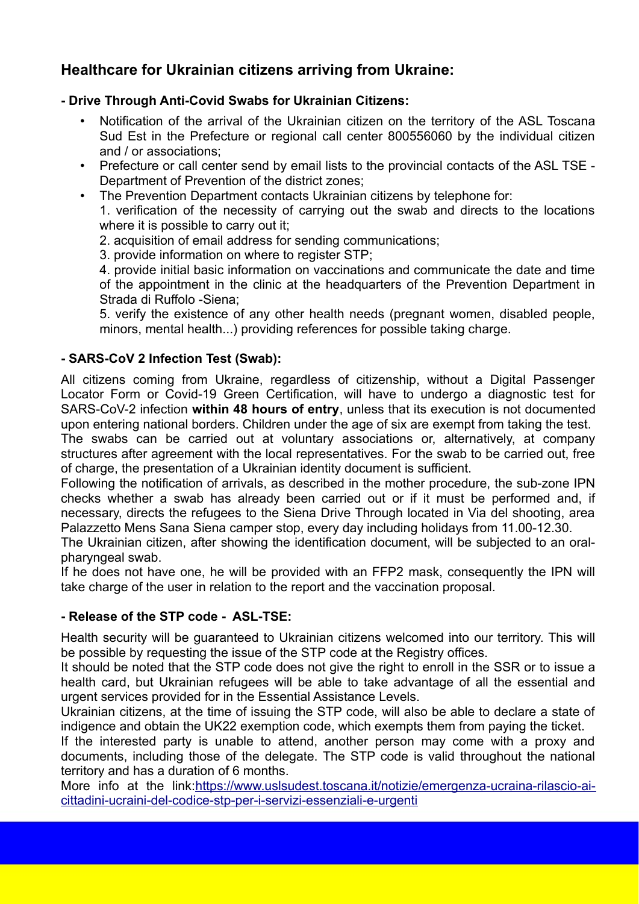## Healthcare for Ukrainian citizens arriving from Ukraine:

### - Drive Through Anti-Covid Swabs for Ukrainian Citizens:

- Notification of the arrival of the Ukrainian citizen on the territory of the ASL Toscana Sud Est in the Prefecture or regional call center 800556060 by the individual citizen and / or associations;
- Prefecture or call center send by email lists to the provincial contacts of the ASL TSE - Department of Prevention of the district zones;
- The Prevention Department contacts Ukrainian citizens by telephone for:
  1. verification of the necessity of carrying out the swab and directs to the locations where it is possible to carry out it;
  2. acquisition of email address for sending communications;
  3. provide information on where to register STP;
  4. provide initial basic information on vaccinations and communicate the date and time of the appointment in the clinic at the headquarters of the Prevention Department in Strada di Ruffolo -Siena;
  5. verify the existence of any other health needs (pregnant women, disabled people, minors, mental health...) providing references for possible taking charge.

### - SARS-CoV 2 Infection Test (Swab):

All citizens coming from Ukraine, regardless of citizenship, without a Digital Passenger Locator Form or Covid-19 Green Certification, will have to undergo a diagnostic test for SARS-CoV-2 infection **within 48 hours of entry**, unless that its execution is not documented upon entering national borders. Children under the age of six are exempt from taking the test.
The swabs can be carried out at voluntary associations or, alternatively, at company structures after agreement with the local representatives. For the swab to be carried out, free of charge, the presentation of a Ukrainian identity document is sufficient.
Following the notification of arrivals, as described in the mother procedure, the sub-zone IPN checks whether a swab has already been carried out or if it must be performed and, if necessary, directs the refugees to the Siena Drive Through located in Via del shooting, area Palazzetto Mens Sana Siena camper stop, every day including holidays from 11.00-12.30.
The Ukrainian citizen, after showing the identification document, will be subjected to an oral-pharyngeal swab.
If he does not have one, he will be provided with an FFP2 mask, consequently the IPN will take charge of the user in relation to the report and the vaccination proposal.

### - Release of the STP code - ASL-TSE:

Health security will be guaranteed to Ukrainian citizens welcomed into our territory. This will be possible by requesting the issue of the STP code at the Registry offices.
It should be noted that the STP code does not give the right to enroll in the SSR or to issue a health card, but Ukrainian refugees will be able to take advantage of all the essential and urgent services provided for in the Essential Assistance Levels.
Ukrainian citizens, at the time of issuing the STP code, will also be able to declare a state of indigence and obtain the UK22 exemption code, which exempts them from paying the ticket.
If the interested party is unable to attend, another person may come with a proxy and documents, including those of the delegate. The STP code is valid throughout the national territory and has a duration of 6 months.
More info at the link:[https://www.uslsudest.toscana.it/notizie/emergenza-ucraina-rilascio-ai-cittadini-ucraini-del-codice-stp-per-i-servizi-essenziali-e-urgenti](https://www.uslsudest.toscana.it/notizie/emergenza-ucraina-rilascio-ai-cittadini-ucraini-del-codice-stp-per-i-servizi-essenziali-e-urgenti)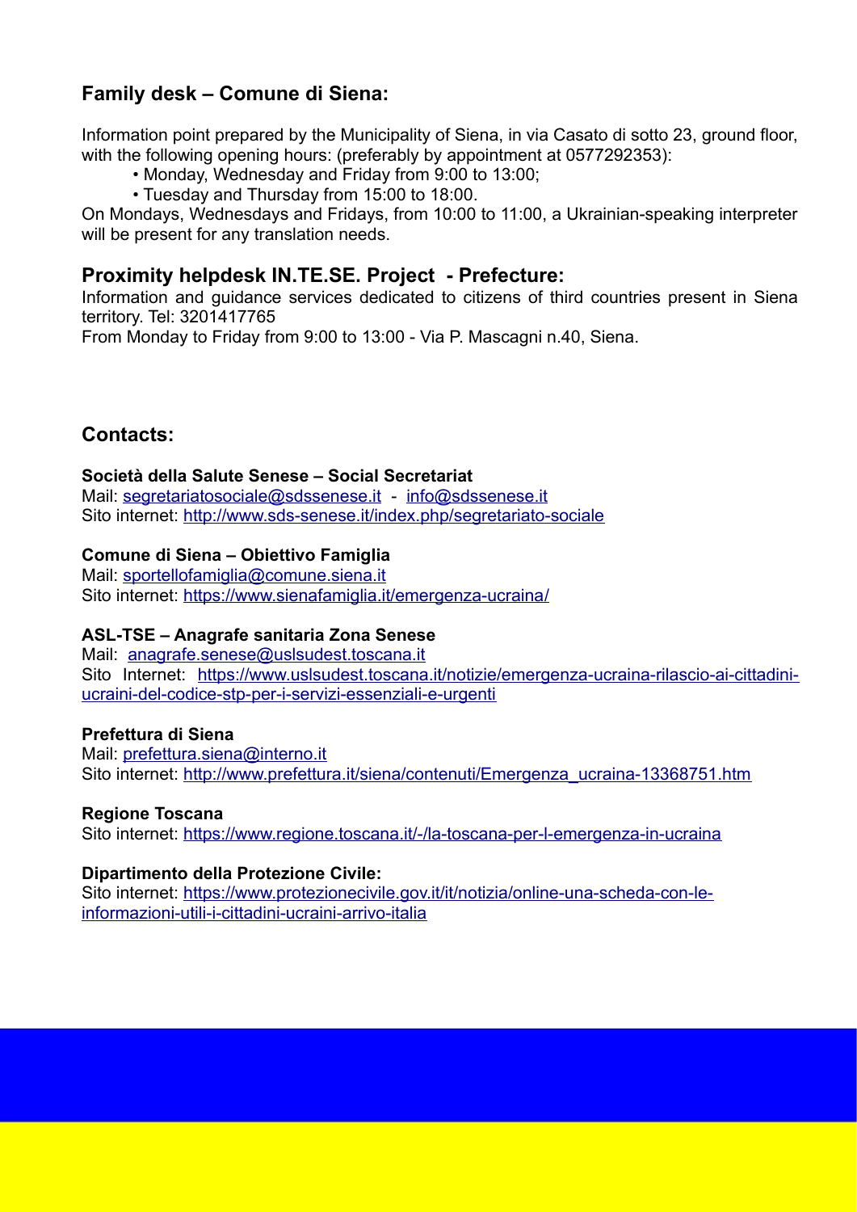## Family desk – Comune di Siena:

Information point prepared by the Municipality of Siena, in via Casato di sotto 23, ground floor, with the following opening hours: (preferably by appointment at 0577292353):

- Monday, Wednesday and Friday from 9:00 to 13:00;
- Tuesday and Thursday from 15:00 to 18:00.

On Mondays, Wednesdays and Fridays, from 10:00 to 11:00, a Ukrainian-speaking interpreter will be present for any translation needs.

## Proximity helpdesk IN.TE.SE. Project - Prefecture:

Information and guidance services dedicated to citizens of third countries present in Siena territory. Tel: 3201417765

From Monday to Friday from 9:00 to 13:00 - Via P. Mascagni n.40, Siena.

## Contacts:

**Società della Salute Senese – Social Secretariat**
Mail: segretariatosociale@sdssenese.it - info@sdssenese.it
Sito internet: http://www.sds-senese.it/index.php/segretariato-sociale

**Comune di Siena – Obiettivo Famiglia**
Mail: sportellofamiglia@comune.siena.it
Sito internet: https://www.sienafamiglia.it/emergenza-ucraina/

**ASL-TSE – Anagrafe sanitaria Zona Senese**
Mail: anagrafe.senese@uslsudest.toscana.it
Sito Internet: https://www.uslsudest.toscana.it/notizie/emergenza-ucraina-rilascio-ai-cittadini-ucraini-del-codice-stp-per-i-servizi-essenziali-e-urgenti

**Prefettura di Siena**
Mail: prefettura.siena@interno.it
Sito internet: http://www.prefettura.it/siena/contenuti/Emergenza_ucraina-13368751.htm

**Regione Toscana**
Sito internet: https://www.regione.toscana.it/-/la-toscana-per-l-emergenza-in-ucraina

**Dipartimento della Protezione Civile:**
Sito internet: https://www.protezionecivile.gov.it/it/notizia/online-una-scheda-con-le-informazioni-utili-i-cittadini-ucraini-arrivo-italia